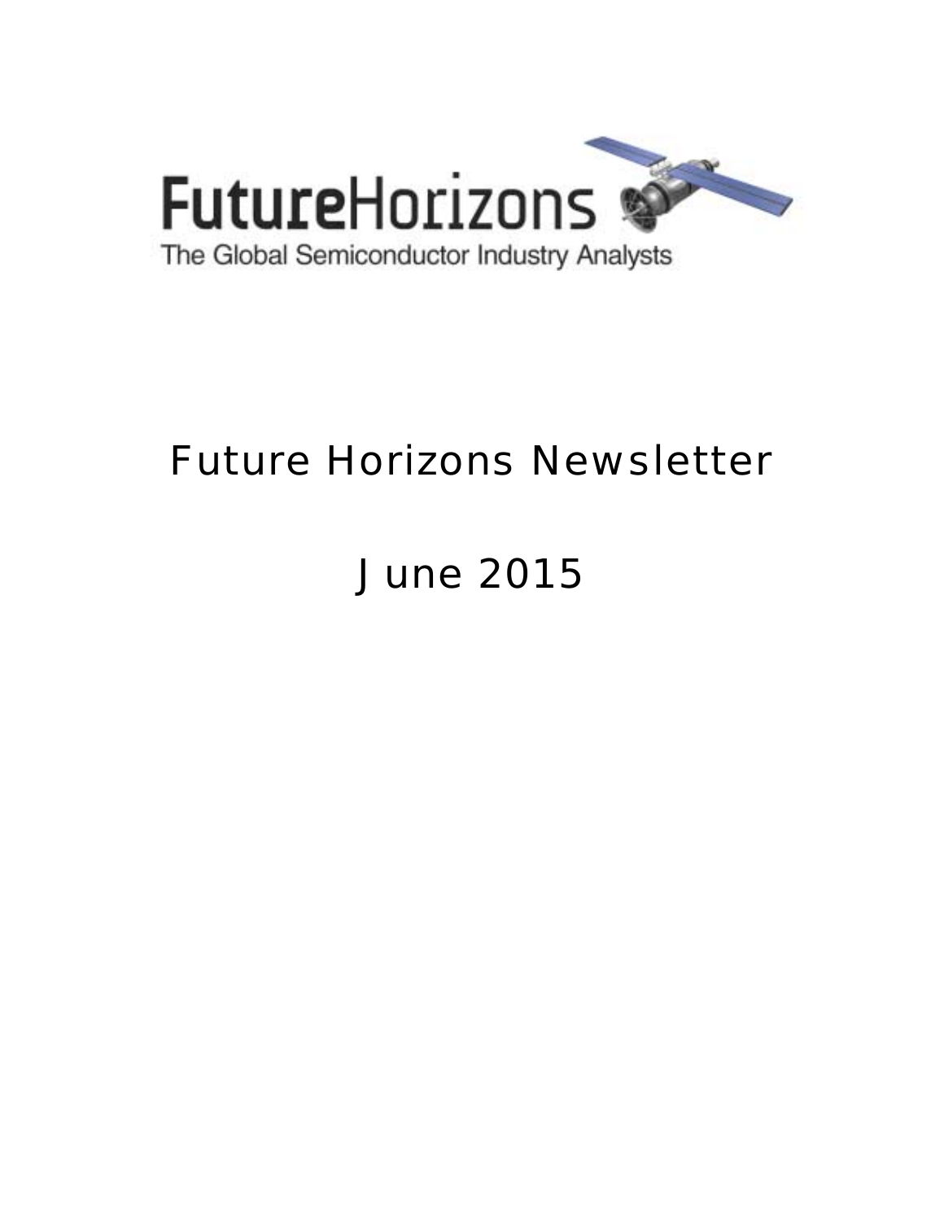FutureHorizons

The Global Semiconductor Industry Analysts

# Future Horizons Newsletter

## June 2015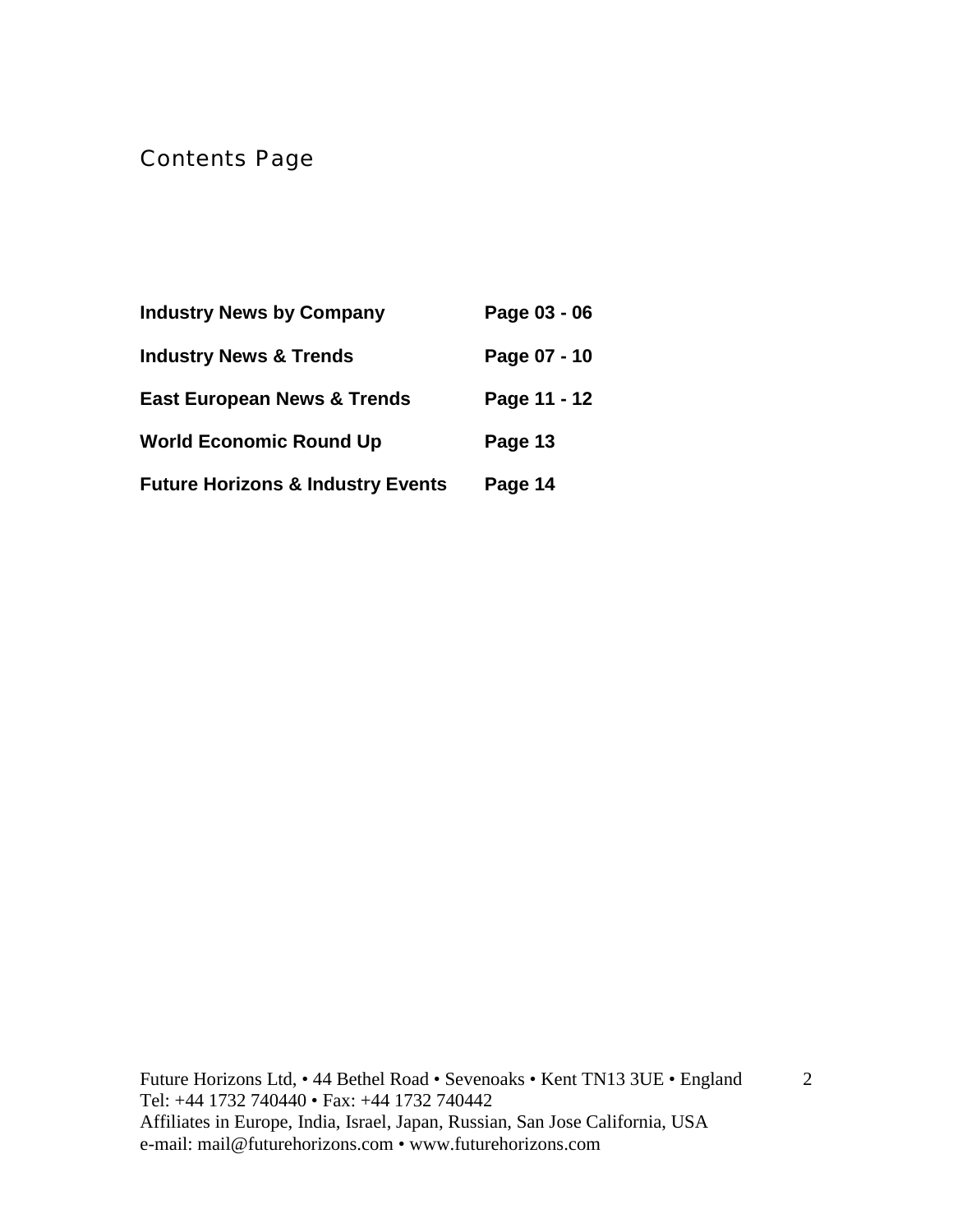# Contents Page

| | |
|---|---|
| **Industry News by Company** | **Page 03 - 06** |
| **Industry News & Trends** | **Page 07 - 10** |
| **East European News & Trends** | **Page 11 - 12** |
| **World Economic Round Up** | **Page 13** |
| **Future Horizons & Industry Events** | **Page 14** |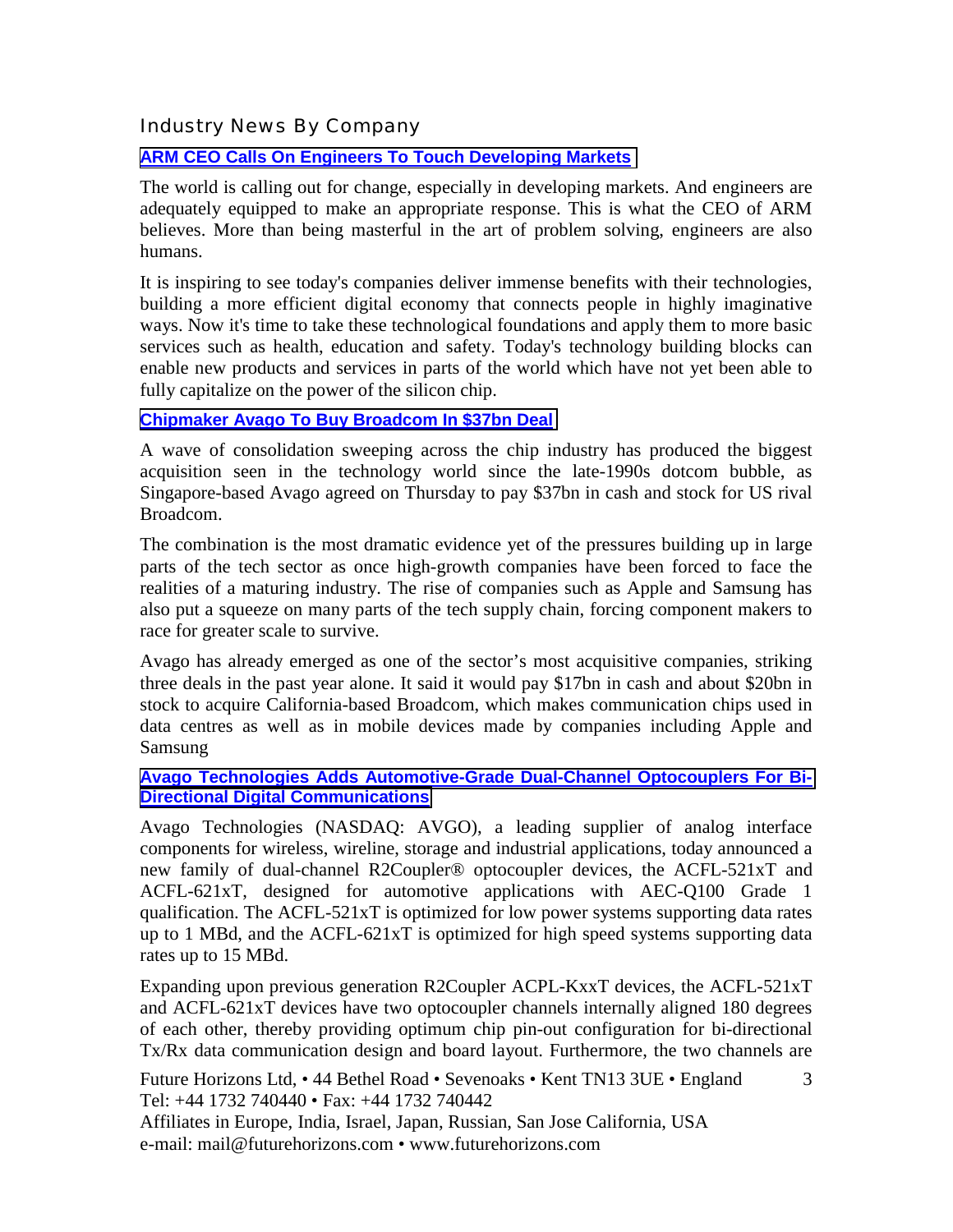## Industry News By Company

**ARM CEO Calls On Engineers To Touch Developing Markets**

The world is calling out for change, especially in developing markets. And engineers are adequately equipped to make an appropriate response. This is what the CEO of ARM believes. More than being masterful in the art of problem solving, engineers are also humans.

It is inspiring to see today's companies deliver immense benefits with their technologies, building a more efficient digital economy that connects people in highly imaginative ways. Now it's time to take these technological foundations and apply them to more basic services such as health, education and safety. Today's technology building blocks can enable new products and services in parts of the world which have not yet been able to fully capitalize on the power of the silicon chip.

**Chipmaker Avago To Buy Broadcom In $37bn Deal**

A wave of consolidation sweeping across the chip industry has produced the biggest acquisition seen in the technology world since the late-1990s dotcom bubble, as Singapore-based Avago agreed on Thursday to pay $37bn in cash and stock for US rival Broadcom.

The combination is the most dramatic evidence yet of the pressures building up in large parts of the tech sector as once high-growth companies have been forced to face the realities of a maturing industry. The rise of companies such as Apple and Samsung has also put a squeeze on many parts of the tech supply chain, forcing component makers to race for greater scale to survive.

Avago has already emerged as one of the sector's most acquisitive companies, striking three deals in the past year alone. It said it would pay $17bn in cash and about $20bn in stock to acquire California-based Broadcom, which makes communication chips used in data centres as well as in mobile devices made by companies including Apple and Samsung

**Avago Technologies Adds Automotive-Grade Dual-Channel Optocouplers For Bi-Directional Digital Communications**

Avago Technologies (NASDAQ: AVGO), a leading supplier of analog interface components for wireless, wireline, storage and industrial applications, today announced a new family of dual-channel R2Coupler® optocoupler devices, the ACFL-521xT and ACFL-621xT, designed for automotive applications with AEC-Q100 Grade 1 qualification. The ACFL-521xT is optimized for low power systems supporting data rates up to 1 MBd, and the ACFL-621xT is optimized for high speed systems supporting data rates up to 15 MBd.

Expanding upon previous generation R2Coupler ACPL-KxxT devices, the ACFL-521xT and ACFL-621xT devices have two optocoupler channels internally aligned 180 degrees of each other, thereby providing optimum chip pin-out configuration for bi-directional Tx/Rx data communication design and board layout. Furthermore, the two channels are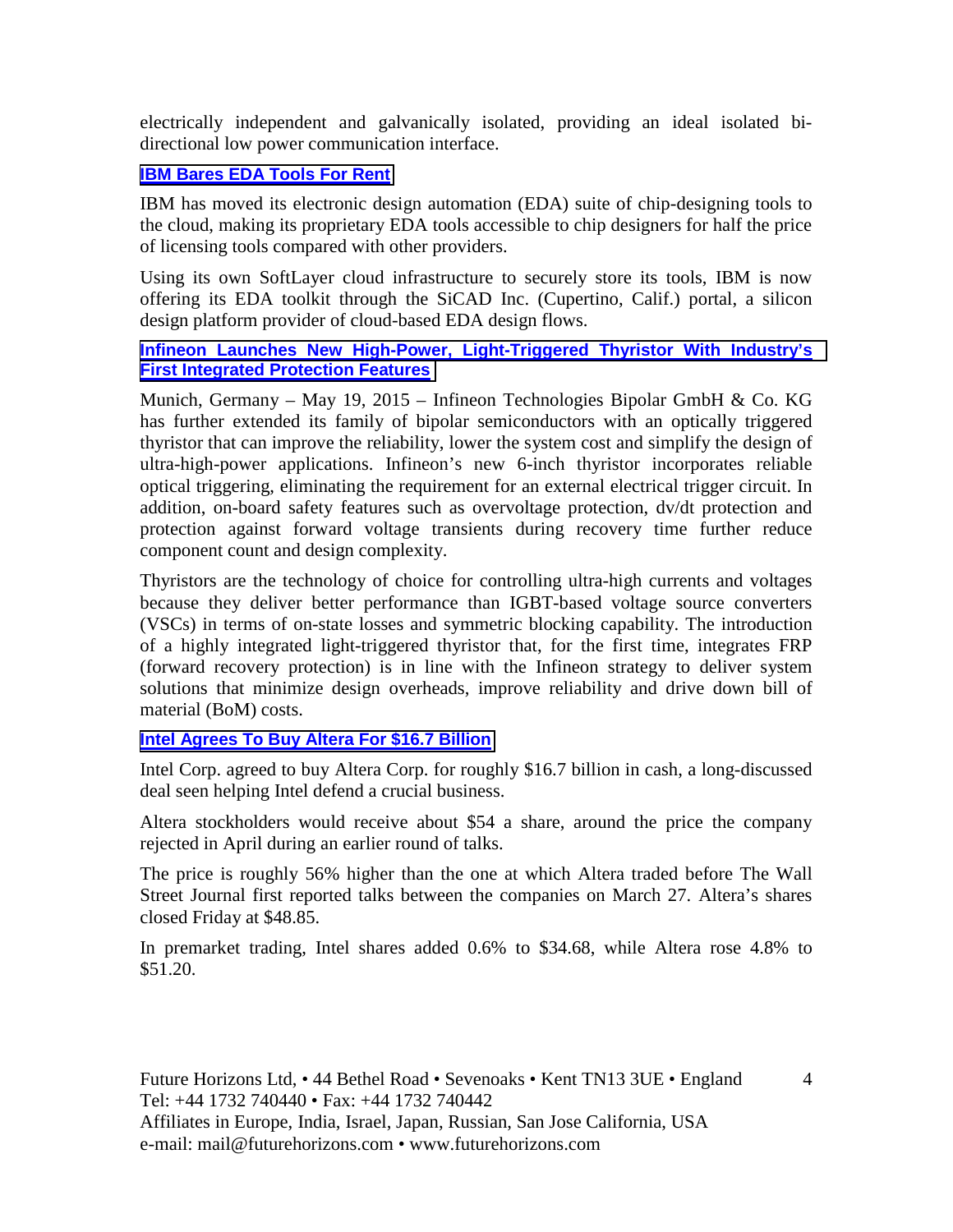electrically independent and galvanically isolated, providing an ideal isolated bi-directional low power communication interface.

### IBM Bares EDA Tools For Rent

IBM has moved its electronic design automation (EDA) suite of chip-designing tools to the cloud, making its proprietary EDA tools accessible to chip designers for half the price of licensing tools compared with other providers.

Using its own SoftLayer cloud infrastructure to securely store its tools, IBM is now offering its EDA toolkit through the SiCAD Inc. (Cupertino, Calif.) portal, a silicon design platform provider of cloud-based EDA design flows.

### Infineon Launches New High-Power, Light-Triggered Thyristor With Industry's First Integrated Protection Features

Munich, Germany – May 19, 2015 – Infineon Technologies Bipolar GmbH & Co. KG has further extended its family of bipolar semiconductors with an optically triggered thyristor that can improve the reliability, lower the system cost and simplify the design of ultra-high-power applications. Infineon's new 6-inch thyristor incorporates reliable optical triggering, eliminating the requirement for an external electrical trigger circuit. In addition, on-board safety features such as overvoltage protection, dv/dt protection and protection against forward voltage transients during recovery time further reduce component count and design complexity.

Thyristors are the technology of choice for controlling ultra-high currents and voltages because they deliver better performance than IGBT-based voltage source converters (VSCs) in terms of on-state losses and symmetric blocking capability. The introduction of a highly integrated light-triggered thyristor that, for the first time, integrates FRP (forward recovery protection) is in line with the Infineon strategy to deliver system solutions that minimize design overheads, improve reliability and drive down bill of material (BoM) costs.

### Intel Agrees To Buy Altera For $16.7 Billion

Intel Corp. agreed to buy Altera Corp. for roughly $16.7 billion in cash, a long-discussed deal seen helping Intel defend a crucial business.

Altera stockholders would receive about $54 a share, around the price the company rejected in April during an earlier round of talks.

The price is roughly 56% higher than the one at which Altera traded before The Wall Street Journal first reported talks between the companies on March 27. Altera's shares closed Friday at $48.85.

In premarket trading, Intel shares added 0.6% to $34.68, while Altera rose 4.8% to $51.20.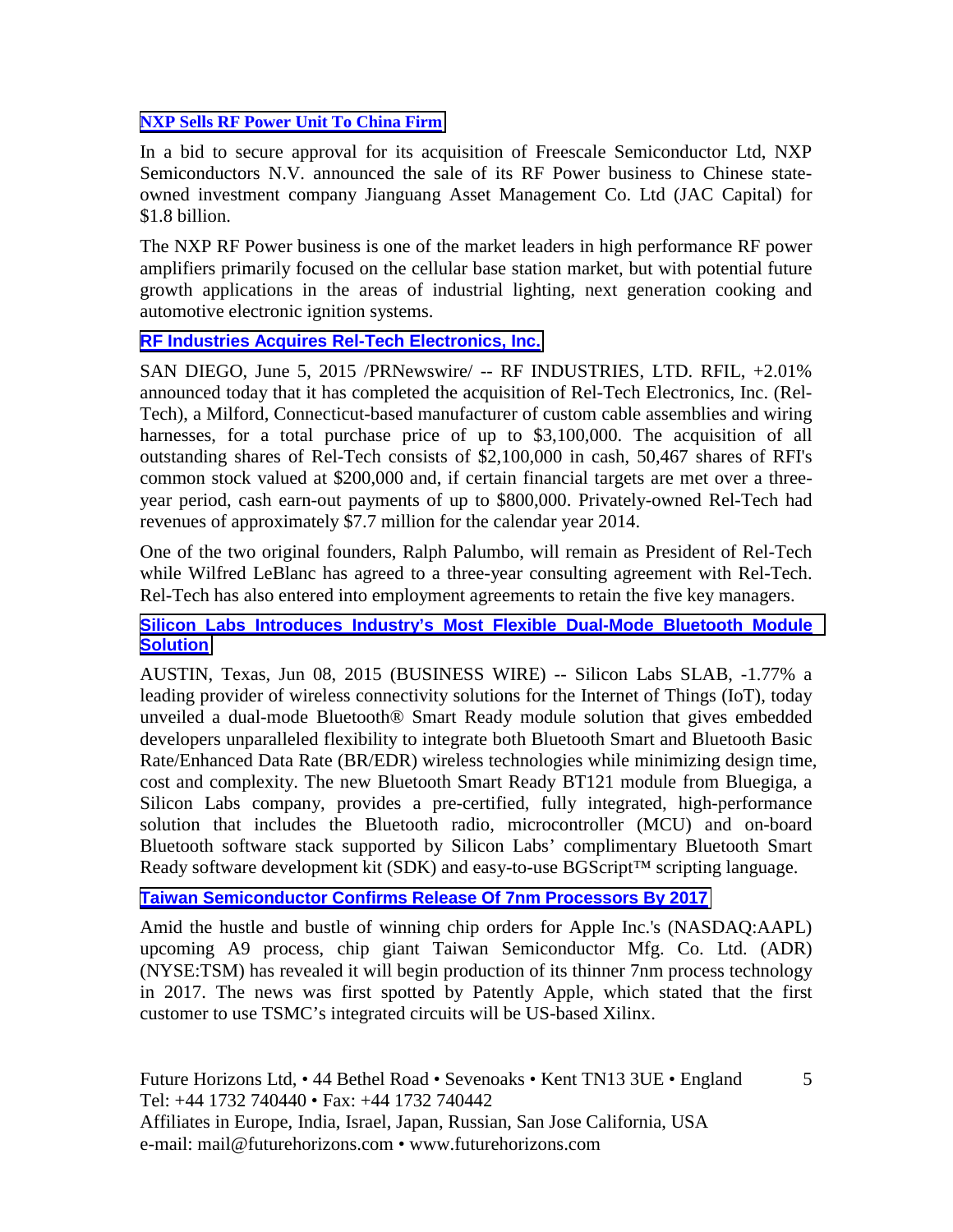**NXP Sells RF Power Unit To China Firm**

In a bid to secure approval for its acquisition of Freescale Semiconductor Ltd, NXP Semiconductors N.V. announced the sale of its RF Power business to Chinese state-owned investment company Jianguang Asset Management Co. Ltd (JAC Capital) for $1.8 billion.

The NXP RF Power business is one of the market leaders in high performance RF power amplifiers primarily focused on the cellular base station market, but with potential future growth applications in the areas of industrial lighting, next generation cooking and automotive electronic ignition systems.

**RF Industries Acquires Rel-Tech Electronics, Inc.**

SAN DIEGO, June 5, 2015 /PRNewswire/ -- RF INDUSTRIES, LTD. RFIL, +2.01% announced today that it has completed the acquisition of Rel-Tech Electronics, Inc. (Rel-Tech), a Milford, Connecticut-based manufacturer of custom cable assemblies and wiring harnesses, for a total purchase price of up to $3,100,000. The acquisition of all outstanding shares of Rel-Tech consists of $2,100,000 in cash, 50,467 shares of RFI's common stock valued at $200,000 and, if certain financial targets are met over a three-year period, cash earn-out payments of up to $800,000. Privately-owned Rel-Tech had revenues of approximately $7.7 million for the calendar year 2014.

One of the two original founders, Ralph Palumbo, will remain as President of Rel-Tech while Wilfred LeBlanc has agreed to a three-year consulting agreement with Rel-Tech. Rel-Tech has also entered into employment agreements to retain the five key managers.

**Silicon Labs Introduces Industry's Most Flexible Dual-Mode Bluetooth Module Solution**

AUSTIN, Texas, Jun 08, 2015 (BUSINESS WIRE) -- Silicon Labs SLAB, -1.77% a leading provider of wireless connectivity solutions for the Internet of Things (IoT), today unveiled a dual-mode Bluetooth® Smart Ready module solution that gives embedded developers unparalleled flexibility to integrate both Bluetooth Smart and Bluetooth Basic Rate/Enhanced Data Rate (BR/EDR) wireless technologies while minimizing design time, cost and complexity. The new Bluetooth Smart Ready BT121 module from Bluegiga, a Silicon Labs company, provides a pre-certified, fully integrated, high-performance solution that includes the Bluetooth radio, microcontroller (MCU) and on-board Bluetooth software stack supported by Silicon Labs' complimentary Bluetooth Smart Ready software development kit (SDK) and easy-to-use BGScript™ scripting language.

**Taiwan Semiconductor Confirms Release Of 7nm Processors By 2017**

Amid the hustle and bustle of winning chip orders for Apple Inc.'s (NASDAQ:AAPL) upcoming A9 process, chip giant Taiwan Semiconductor Mfg. Co. Ltd. (ADR) (NYSE:TSM) has revealed it will begin production of its thinner 7nm process technology in 2017. The news was first spotted by Patently Apple, which stated that the first customer to use TSMC's integrated circuits will be US-based Xilinx.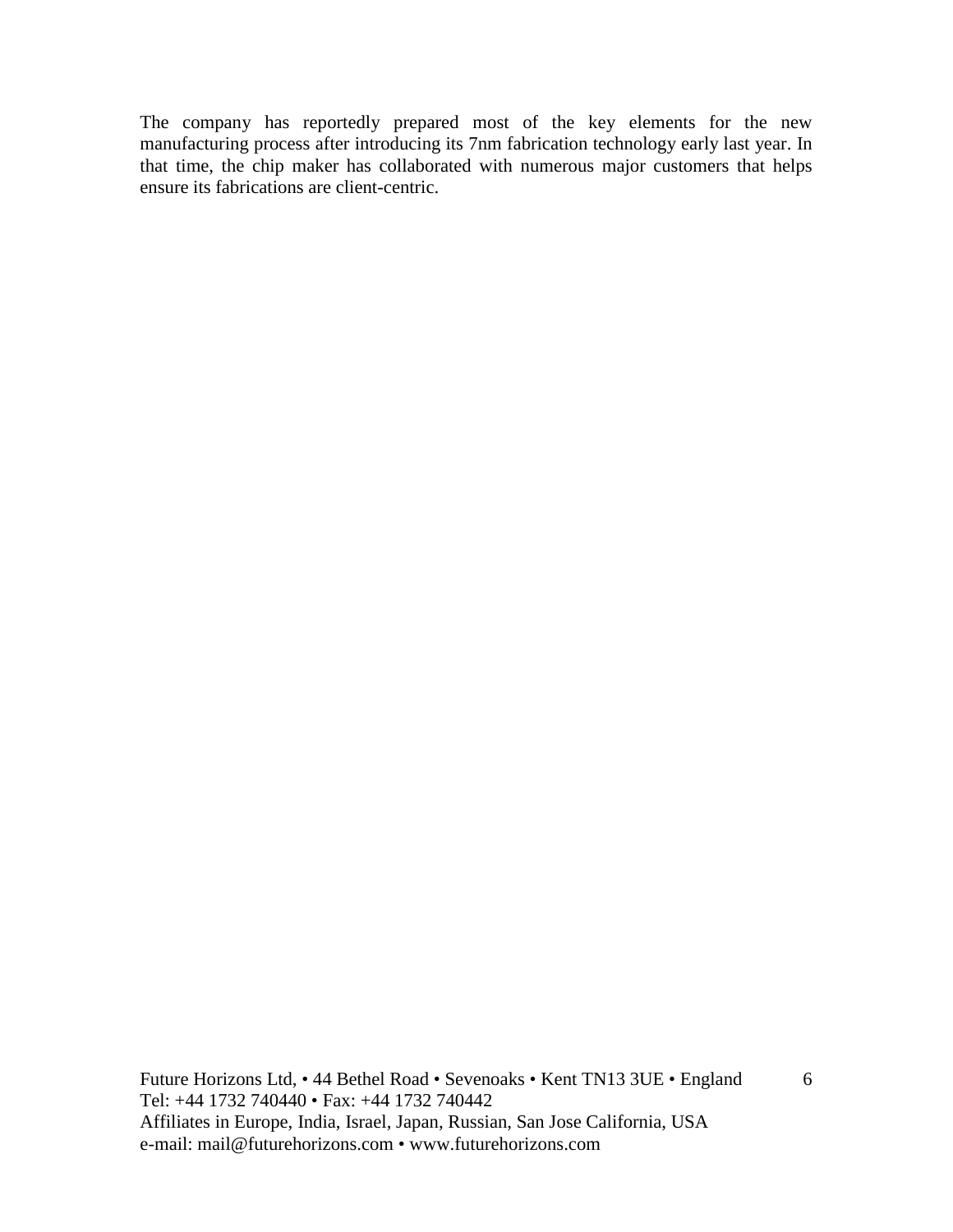The company has reportedly prepared most of the key elements for the new manufacturing process after introducing its 7nm fabrication technology early last year. In that time, the chip maker has collaborated with numerous major customers that helps ensure its fabrications are client-centric.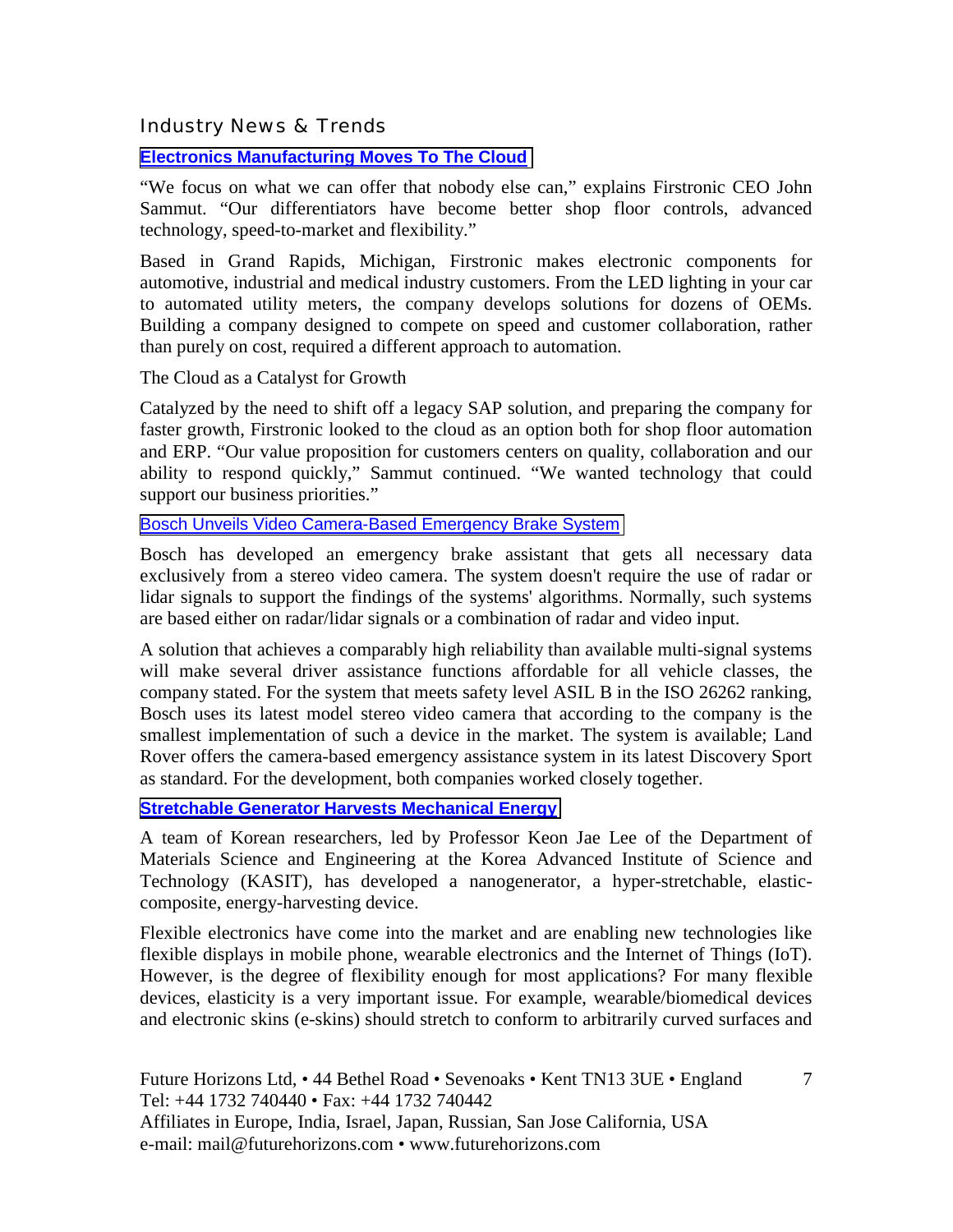## Industry News & Trends

### **Electronics Manufacturing Moves To The Cloud**

"We focus on what we can offer that nobody else can," explains Firstronic CEO John Sammut. "Our differentiators have become better shop floor controls, advanced technology, speed-to-market and flexibility."

Based in Grand Rapids, Michigan, Firstronic makes electronic components for automotive, industrial and medical industry customers. From the LED lighting in your car to automated utility meters, the company develops solutions for dozens of OEMs. Building a company designed to compete on speed and customer collaboration, rather than purely on cost, required a different approach to automation.

The Cloud as a Catalyst for Growth

Catalyzed by the need to shift off a legacy SAP solution, and preparing the company for faster growth, Firstronic looked to the cloud as an option both for shop floor automation and ERP. "Our value proposition for customers centers on quality, collaboration and our ability to respond quickly," Sammut continued. "We wanted technology that could support our business priorities."

### Bosch Unveils Video Camera-Based Emergency Brake System

Bosch has developed an emergency brake assistant that gets all necessary data exclusively from a stereo video camera. The system doesn't require the use of radar or lidar signals to support the findings of the systems' algorithms. Normally, such systems are based either on radar/lidar signals or a combination of radar and video input.

A solution that achieves a comparably high reliability than available multi-signal systems will make several driver assistance functions affordable for all vehicle classes, the company stated. For the system that meets safety level ASIL B in the ISO 26262 ranking, Bosch uses its latest model stereo video camera that according to the company is the smallest implementation of such a device in the market. The system is available; Land Rover offers the camera-based emergency assistance system in its latest Discovery Sport as standard. For the development, both companies worked closely together.

### **Stretchable Generator Harvests Mechanical Energy**

A team of Korean researchers, led by Professor Keon Jae Lee of the Department of Materials Science and Engineering at the Korea Advanced Institute of Science and Technology (KASIT), has developed a nanogenerator, a hyper-stretchable, elastic-composite, energy-harvesting device.

Flexible electronics have come into the market and are enabling new technologies like flexible displays in mobile phone, wearable electronics and the Internet of Things (IoT). However, is the degree of flexibility enough for most applications? For many flexible devices, elasticity is a very important issue. For example, wearable/biomedical devices and electronic skins (e-skins) should stretch to conform to arbitrarily curved surfaces and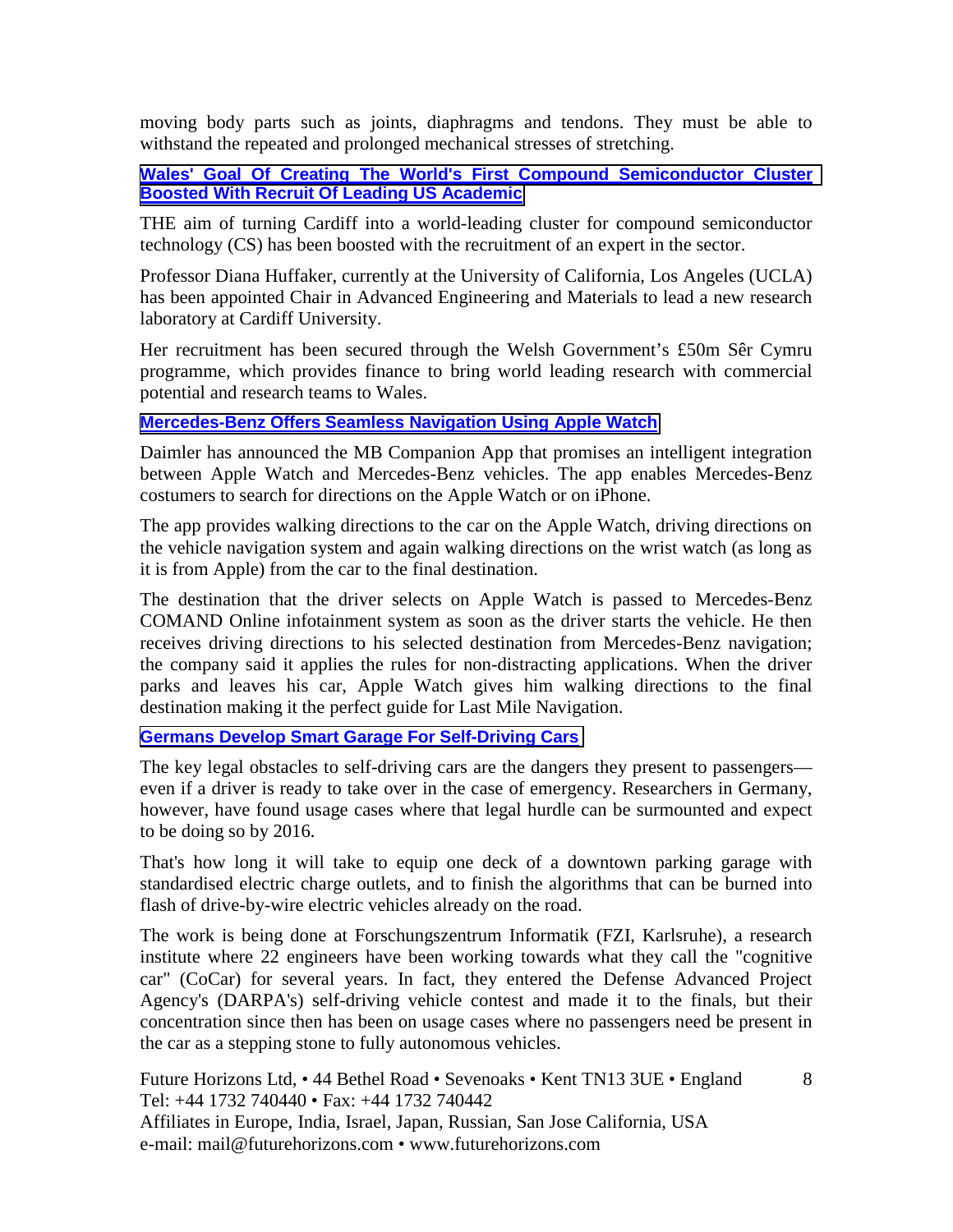moving body parts such as joints, diaphragms and tendons. They must be able to withstand the repeated and prolonged mechanical stresses of stretching.

### Wales' Goal Of Creating The World's First Compound Semiconductor Cluster Boosted With Recruit Of Leading US Academic

THE aim of turning Cardiff into a world-leading cluster for compound semiconductor technology (CS) has been boosted with the recruitment of an expert in the sector.

Professor Diana Huffaker, currently at the University of California, Los Angeles (UCLA) has been appointed Chair in Advanced Engineering and Materials to lead a new research laboratory at Cardiff University.

Her recruitment has been secured through the Welsh Government's £50m Sêr Cymru programme, which provides finance to bring world leading research with commercial potential and research teams to Wales.

### Mercedes-Benz Offers Seamless Navigation Using Apple Watch

Daimler has announced the MB Companion App that promises an intelligent integration between Apple Watch and Mercedes-Benz vehicles. The app enables Mercedes-Benz costumers to search for directions on the Apple Watch or on iPhone.

The app provides walking directions to the car on the Apple Watch, driving directions on the vehicle navigation system and again walking directions on the wrist watch (as long as it is from Apple) from the car to the final destination.

The destination that the driver selects on Apple Watch is passed to Mercedes-Benz COMAND Online infotainment system as soon as the driver starts the vehicle. He then receives driving directions to his selected destination from Mercedes-Benz navigation; the company said it applies the rules for non-distracting applications. When the driver parks and leaves his car, Apple Watch gives him walking directions to the final destination making it the perfect guide for Last Mile Navigation.

### Germans Develop Smart Garage For Self-Driving Cars

The key legal obstacles to self-driving cars are the dangers they present to passengers—even if a driver is ready to take over in the case of emergency. Researchers in Germany, however, have found usage cases where that legal hurdle can be surmounted and expect to be doing so by 2016.

That's how long it will take to equip one deck of a downtown parking garage with standardised electric charge outlets, and to finish the algorithms that can be burned into flash of drive-by-wire electric vehicles already on the road.

The work is being done at Forschungszentrum Informatik (FZI, Karlsruhe), a research institute where 22 engineers have been working towards what they call the "cognitive car" (CoCar) for several years. In fact, they entered the Defense Advanced Project Agency's (DARPA's) self-driving vehicle contest and made it to the finals, but their concentration since then has been on usage cases where no passengers need be present in the car as a stepping stone to fully autonomous vehicles.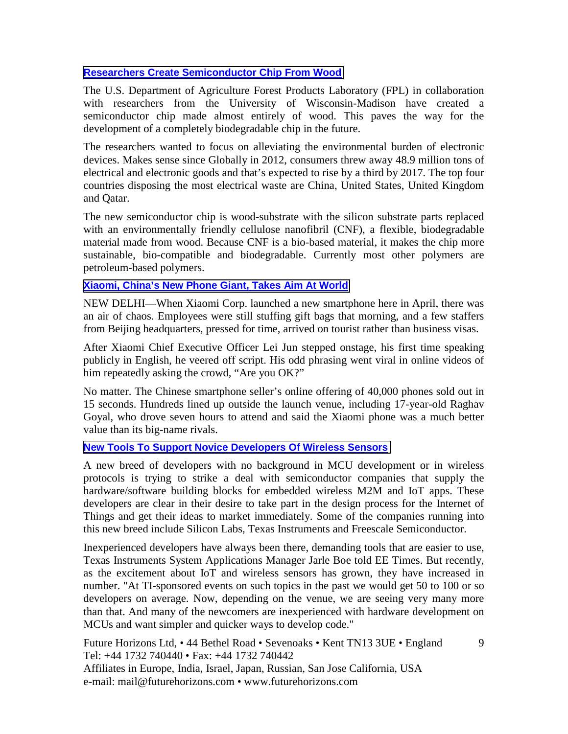### Researchers Create Semiconductor Chip From Wood

The U.S. Department of Agriculture Forest Products Laboratory (FPL) in collaboration with researchers from the University of Wisconsin-Madison have created a semiconductor chip made almost entirely of wood. This paves the way for the development of a completely biodegradable chip in the future.

The researchers wanted to focus on alleviating the environmental burden of electronic devices. Makes sense since Globally in 2012, consumers threw away 48.9 million tons of electrical and electronic goods and that's expected to rise by a third by 2017. The top four countries disposing the most electrical waste are China, United States, United Kingdom and Qatar.

The new semiconductor chip is wood-substrate with the silicon substrate parts replaced with an environmentally friendly cellulose nanofibril (CNF), a flexible, biodegradable material made from wood. Because CNF is a bio-based material, it makes the chip more sustainable, bio-compatible and biodegradable. Currently most other polymers are petroleum-based polymers.

### Xiaomi, China's New Phone Giant, Takes Aim At World

NEW DELHI—When Xiaomi Corp. launched a new smartphone here in April, there was an air of chaos. Employees were still stuffing gift bags that morning, and a few staffers from Beijing headquarters, pressed for time, arrived on tourist rather than business visas.

After Xiaomi Chief Executive Officer Lei Jun stepped onstage, his first time speaking publicly in English, he veered off script. His odd phrasing went viral in online videos of him repeatedly asking the crowd, "Are you OK?"

No matter. The Chinese smartphone seller's online offering of 40,000 phones sold out in 15 seconds. Hundreds lined up outside the launch venue, including 17-year-old Raghav Goyal, who drove seven hours to attend and said the Xiaomi phone was a much better value than its big-name rivals.

### New Tools To Support Novice Developers Of Wireless Sensors

A new breed of developers with no background in MCU development or in wireless protocols is trying to strike a deal with semiconductor companies that supply the hardware/software building blocks for embedded wireless M2M and IoT apps. These developers are clear in their desire to take part in the design process for the Internet of Things and get their ideas to market immediately. Some of the companies running into this new breed include Silicon Labs, Texas Instruments and Freescale Semiconductor.

Inexperienced developers have always been there, demanding tools that are easier to use, Texas Instruments System Applications Manager Jarle Boe told EE Times. But recently, as the excitement about IoT and wireless sensors has grown, they have increased in number. "At TI-sponsored events on such topics in the past we would get 50 to 100 or so developers on average. Now, depending on the venue, we are seeing very many more than that. And many of the newcomers are inexperienced with hardware development on MCUs and want simpler and quicker ways to develop code."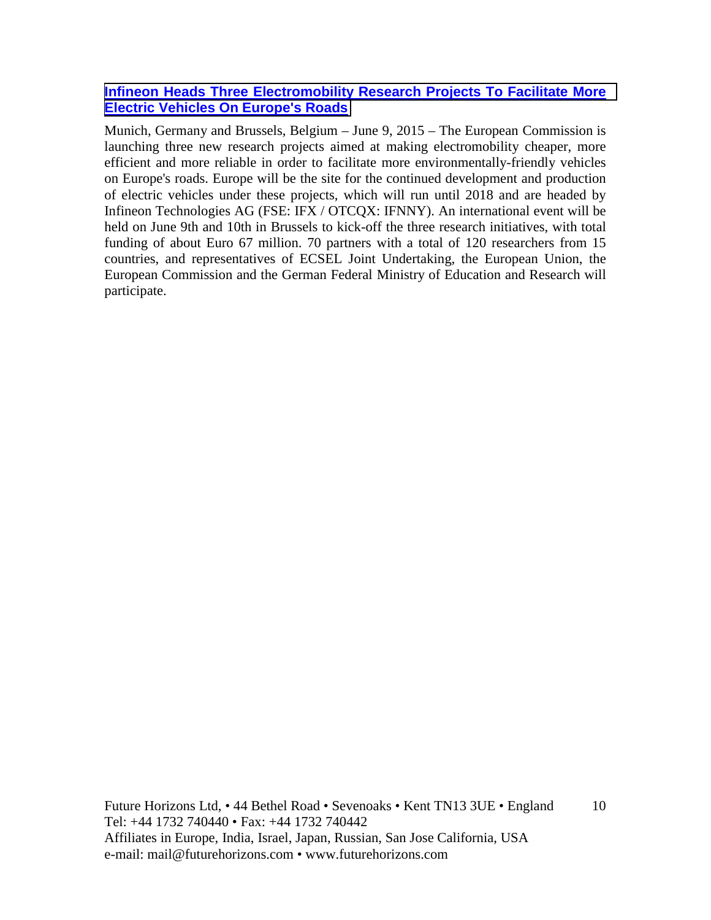**Infineon Heads Three Electromobility Research Projects To Facilitate More Electric Vehicles On Europe's Roads**

Munich, Germany and Brussels, Belgium – June 9, 2015 – The European Commission is launching three new research projects aimed at making electromobility cheaper, more efficient and more reliable in order to facilitate more environmentally-friendly vehicles on Europe's roads. Europe will be the site for the continued development and production of electric vehicles under these projects, which will run until 2018 and are headed by Infineon Technologies AG (FSE: IFX / OTCQX: IFNNY). An international event will be held on June 9th and 10th in Brussels to kick-off the three research initiatives, with total funding of about Euro 67 million. 70 partners with a total of 120 researchers from 15 countries, and representatives of ECSEL Joint Undertaking, the European Union, the European Commission and the German Federal Ministry of Education and Research will participate.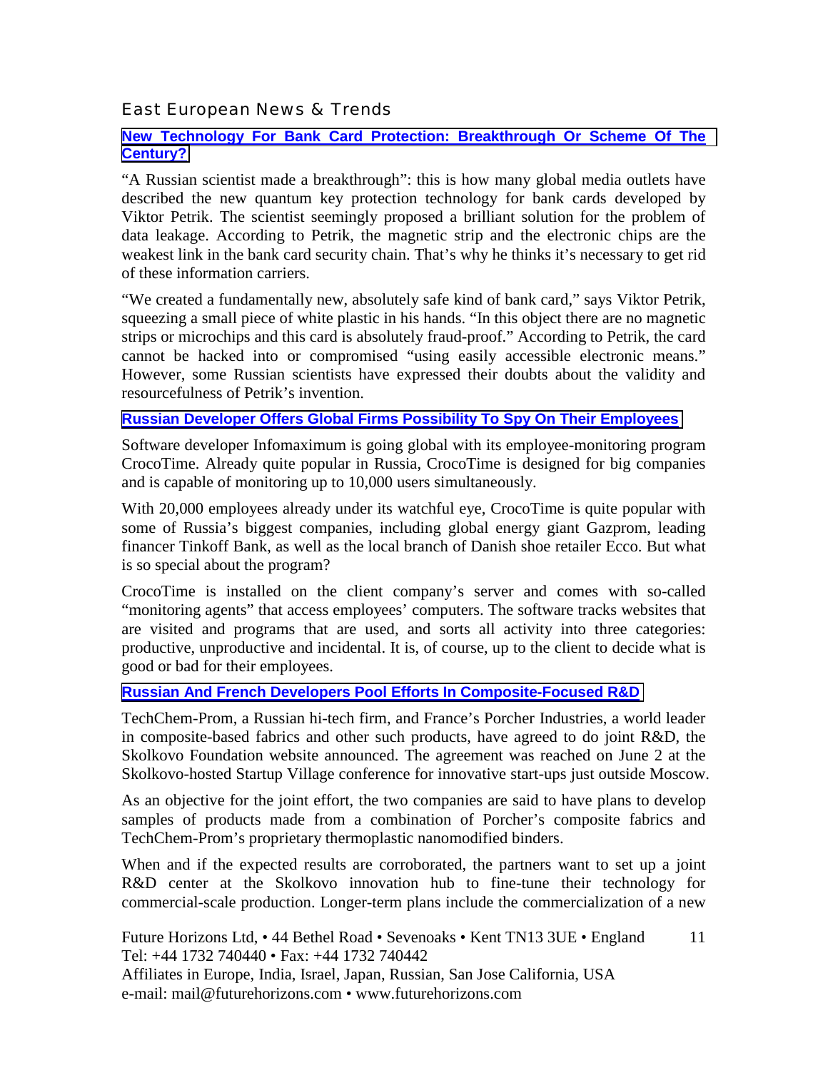## East European News & Trends

### **New Technology For Bank Card Protection: Breakthrough Or Scheme Of The Century?**

"A Russian scientist made a breakthrough": this is how many global media outlets have described the new quantum key protection technology for bank cards developed by Viktor Petrik. The scientist seemingly proposed a brilliant solution for the problem of data leakage. According to Petrik, the magnetic strip and the electronic chips are the weakest link in the bank card security chain. That's why he thinks it's necessary to get rid of these information carriers.

"We created a fundamentally new, absolutely safe kind of bank card," says Viktor Petrik, squeezing a small piece of white plastic in his hands. "In this object there are no magnetic strips or microchips and this card is absolutely fraud-proof." According to Petrik, the card cannot be hacked into or compromised "using easily accessible electronic means." However, some Russian scientists have expressed their doubts about the validity and resourcefulness of Petrik's invention.

### **Russian Developer Offers Global Firms Possibility To Spy On Their Employees**

Software developer Infomaximum is going global with its employee-monitoring program CrocoTime. Already quite popular in Russia, CrocoTime is designed for big companies and is capable of monitoring up to 10,000 users simultaneously.

With 20,000 employees already under its watchful eye, CrocoTime is quite popular with some of Russia's biggest companies, including global energy giant Gazprom, leading financer Tinkoff Bank, as well as the local branch of Danish shoe retailer Ecco. But what is so special about the program?

CrocoTime is installed on the client company's server and comes with so-called "monitoring agents" that access employees' computers. The software tracks websites that are visited and programs that are used, and sorts all activity into three categories: productive, unproductive and incidental. It is, of course, up to the client to decide what is good or bad for their employees.

### **Russian And French Developers Pool Efforts In Composite-Focused R&D**

TechChem-Prom, a Russian hi-tech firm, and France's Porcher Industries, a world leader in composite-based fabrics and other such products, have agreed to do joint R&D, the Skolkovo Foundation website announced. The agreement was reached on June 2 at the Skolkovo-hosted Startup Village conference for innovative start-ups just outside Moscow.

As an objective for the joint effort, the two companies are said to have plans to develop samples of products made from a combination of Porcher's composite fabrics and TechChem-Prom's proprietary thermoplastic nanomodified binders.

When and if the expected results are corroborated, the partners want to set up a joint R&D center at the Skolkovo innovation hub to fine-tune their technology for commercial-scale production. Longer-term plans include the commercialization of a new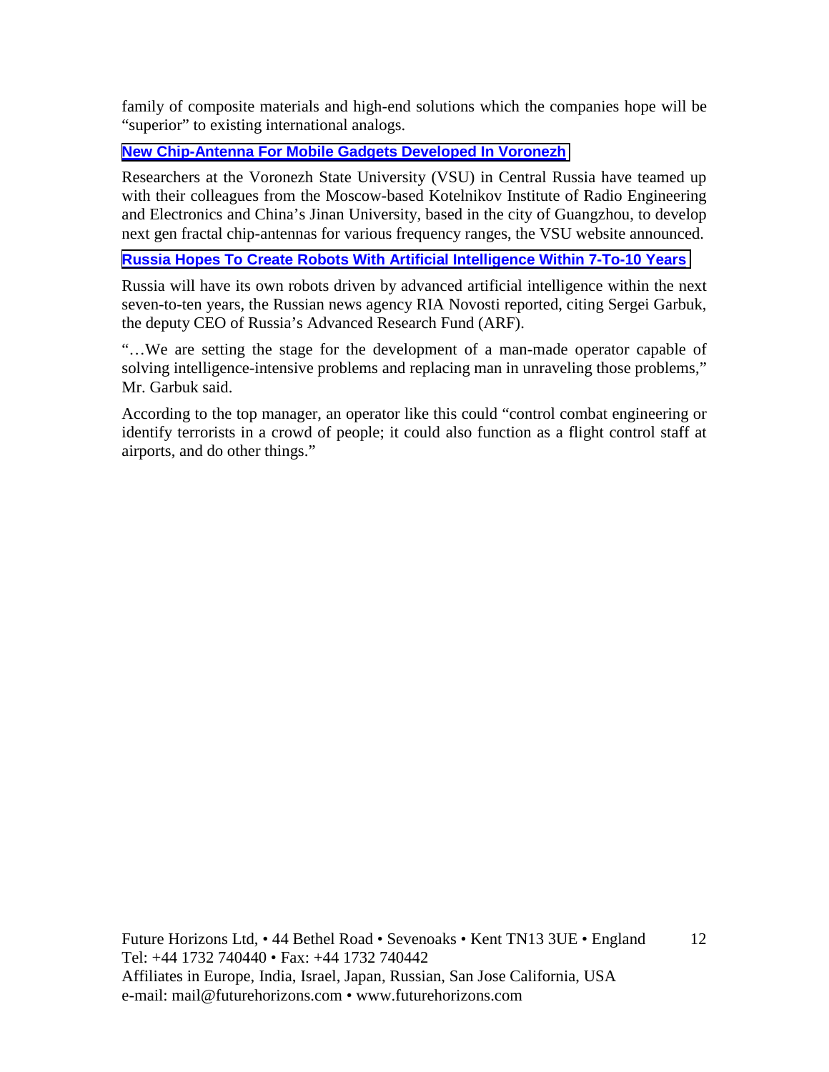family of composite materials and high-end solutions which the companies hope will be "superior" to existing international analogs.

### New Chip-Antenna For Mobile Gadgets Developed In Voronezh

Researchers at the Voronezh State University (VSU) in Central Russia have teamed up with their colleagues from the Moscow-based Kotelnikov Institute of Radio Engineering and Electronics and China's Jinan University, based in the city of Guangzhou, to develop next gen fractal chip-antennas for various frequency ranges, the VSU website announced.

### Russia Hopes To Create Robots With Artificial Intelligence Within 7-To-10 Years

Russia will have its own robots driven by advanced artificial intelligence within the next seven-to-ten years, the Russian news agency RIA Novosti reported, citing Sergei Garbuk, the deputy CEO of Russia's Advanced Research Fund (ARF).

"…We are setting the stage for the development of a man-made operator capable of solving intelligence-intensive problems and replacing man in unraveling those problems," Mr. Garbuk said.

According to the top manager, an operator like this could "control combat engineering or identify terrorists in a crowd of people; it could also function as a flight control staff at airports, and do other things."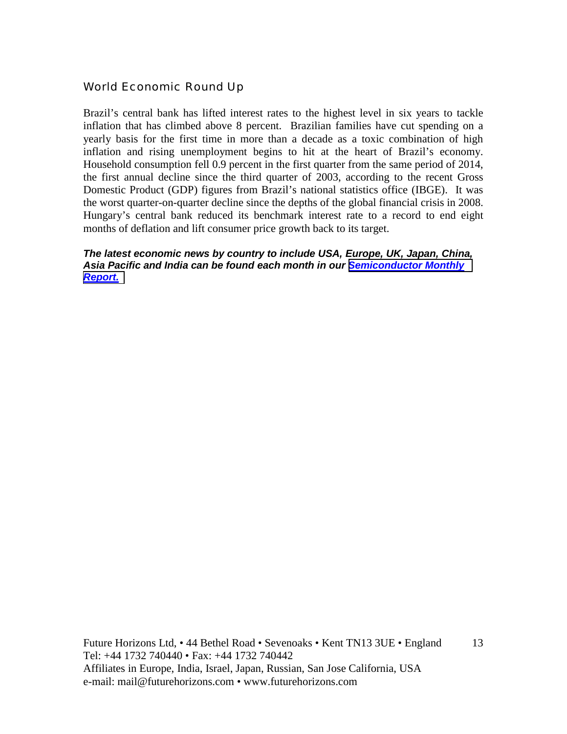## World Economic Round Up

Brazil's central bank has lifted interest rates to the highest level in six years to tackle inflation that has climbed above 8 percent. Brazilian families have cut spending on a yearly basis for the first time in more than a decade as a toxic combination of high inflation and rising unemployment begins to hit at the heart of Brazil's economy. Household consumption fell 0.9 percent in the first quarter from the same period of 2014, the first annual decline since the third quarter of 2003, according to the recent Gross Domestic Product (GDP) figures from Brazil's national statistics office (IBGE). It was the worst quarter-on-quarter decline since the depths of the global financial crisis in 2008. Hungary's central bank reduced its benchmark interest rate to a record to end eight months of deflation and lift consumer price growth back to its target.

***The latest economic news by country to include USA, Europe, UK, Japan, China, Asia Pacific and India can be found each month in our Semiconductor Monthly Report.***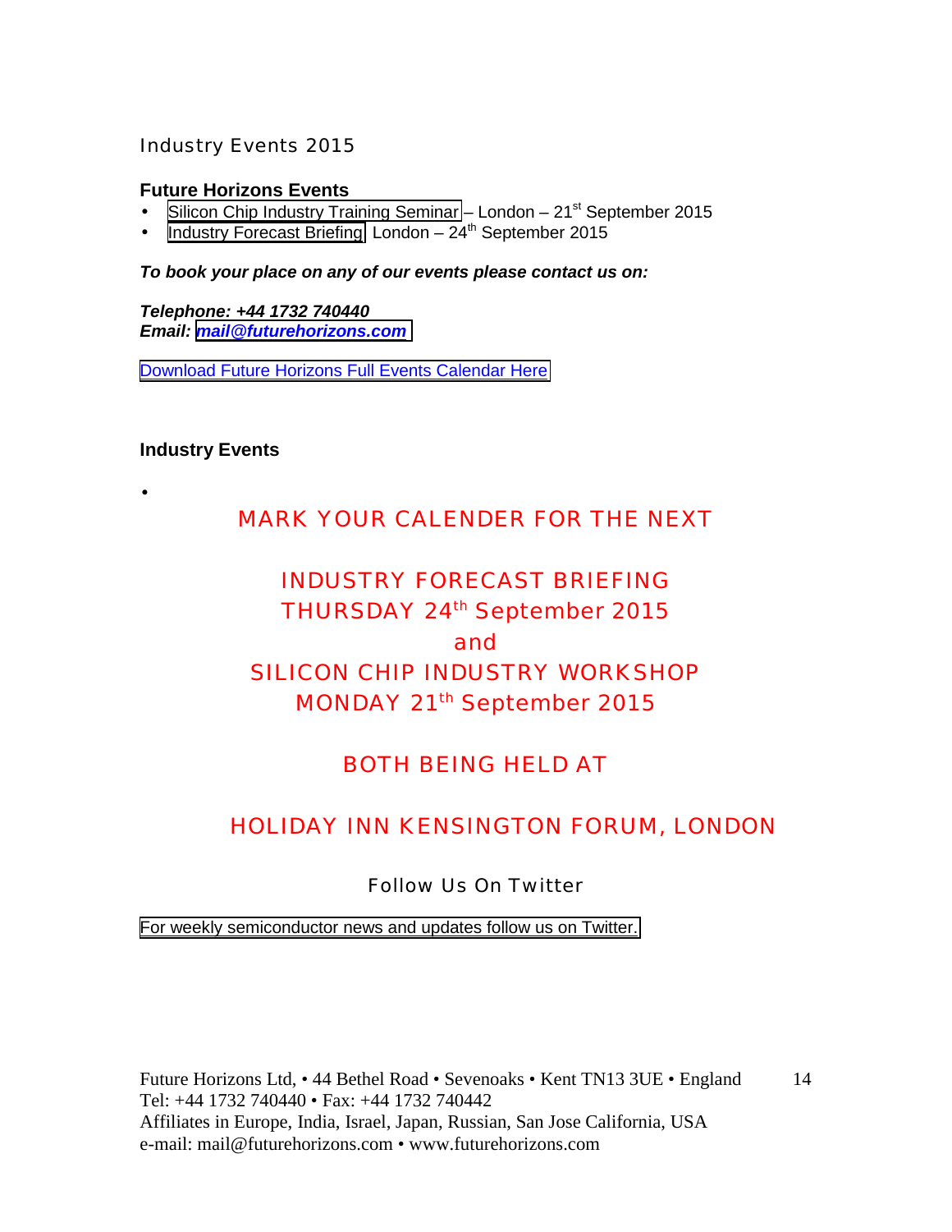# Industry Events 2015

**Future Horizons Events**

- Silicon Chip Industry Training Seminar – London – 21st September 2015
- Industry Forecast Briefing London – 24th September 2015

***To book your place on any of our events please contact us on:***

***Telephone: +44 1732 740440***
***Email: mail@futurehorizons.com***

Download Future Horizons Full Events Calendar Here

**Industry Events**

•

MARK YOUR CALENDER FOR THE NEXT

INDUSTRY FORECAST BRIEFING
THURSDAY 24th September 2015
and
SILICON CHIP INDUSTRY WORKSHOP
MONDAY 21th September 2015

BOTH BEING HELD AT

HOLIDAY INN KENSINGTON FORUM, LONDON

Follow Us On Twitter

For weekly semiconductor news and updates follow us on Twitter.

Future Horizons Ltd, • 44 Bethel Road • Sevenoaks • Kent TN13 3UE • England
Tel: +44 1732 740440 • Fax: +44 1732 740442
Affiliates in Europe, India, Israel, Japan, Russian, San Jose California, USA
e-mail: mail@futurehorizons.com • www.futurehorizons.com